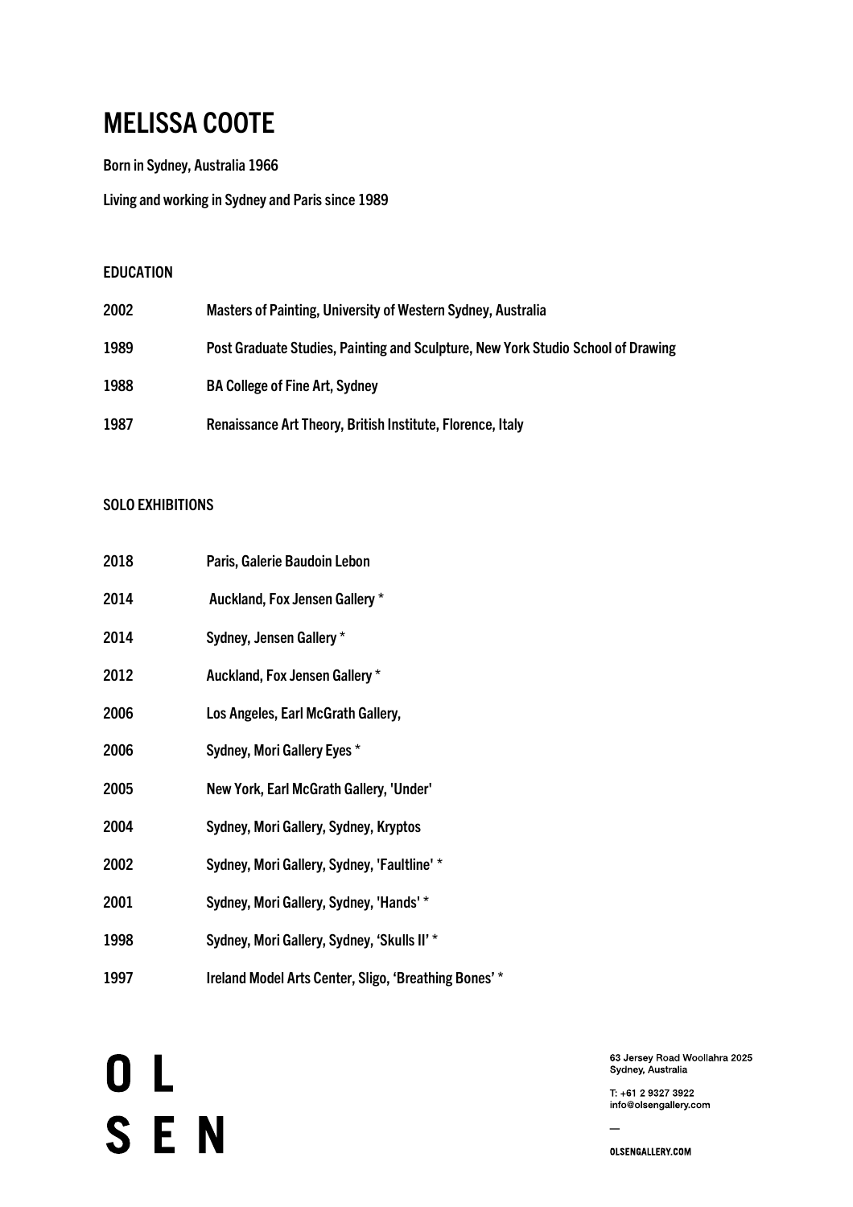# MELISSA COOTE

Born in Sydney, Australia 1966

Living and working in Sydney and Paris since 1989

## EDUCATION

| | |
|---|---|
| 2002 | Masters of Painting, University of Western Sydney, Australia |
| 1989 | Post Graduate Studies, Painting and Sculpture, New York Studio School of Drawing |
| 1988 | BA College of Fine Art, Sydney |
| 1987 | Renaissance Art Theory, British Institute, Florence, Italy |

## SOLO EXHIBITIONS

| | |
|---|---|
| 2018 | Paris, Galerie Baudoin Lebon |
| 2014 | Auckland, Fox Jensen Gallery * |
| 2014 | Sydney, Jensen Gallery * |
| 2012 | Auckland, Fox Jensen Gallery * |
| 2006 | Los Angeles, Earl McGrath Gallery, |
| 2006 | Sydney, Mori Gallery Eyes * |
| 2005 | New York, Earl McGrath Gallery, 'Under' |
| 2004 | Sydney, Mori Gallery, Sydney, Kryptos |
| 2002 | Sydney, Mori Gallery, Sydney, 'Faultline' * |
| 2001 | Sydney, Mori Gallery, Sydney, 'Hands' * |
| 1998 | Sydney, Mori Gallery, Sydney, 'Skulls II' * |
| 1997 | Ireland Model Arts Center, Sligo, 'Breathing Bones' * |

OL
SEN

63 Jersey Road Woollahra 2025
Sydney, Australia

T: +61 2 9327 3922
info@olsengallery.com

OLSENGALLERY.COM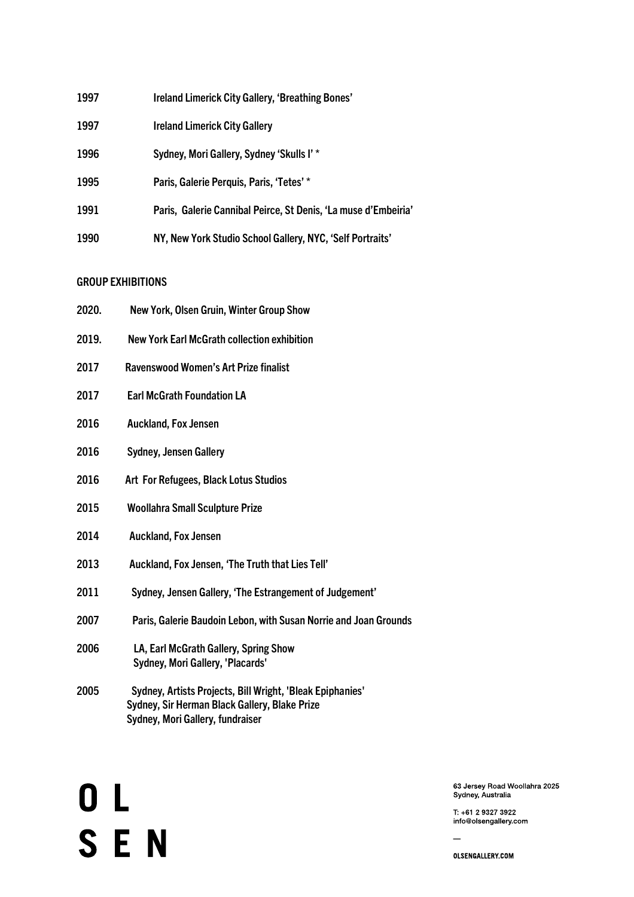1997 Ireland Limerick City Gallery, 'Breathing Bones'

1997 Ireland Limerick City Gallery

1996 Sydney, Mori Gallery, Sydney 'Skulls I' *

1995 Paris, Galerie Perquis, Paris, 'Tetes' *

1991 Paris, Galerie Cannibal Peirce, St Denis, 'La muse d'Embeiria'

1990 NY, New York Studio School Gallery, NYC, 'Self Portraits'

GROUP EXHIBITIONS

2020. New York, Olsen Gruin, Winter Group Show

2019. New York Earl McGrath collection exhibition

2017 Ravenswood Women's Art Prize finalist

2017 Earl McGrath Foundation LA

2016 Auckland, Fox Jensen

2016 Sydney, Jensen Gallery

2016 Art For Refugees, Black Lotus Studios

2015 Woollahra Small Sculpture Prize

2014 Auckland, Fox Jensen

2013 Auckland, Fox Jensen, 'The Truth that Lies Tell'

2011 Sydney, Jensen Gallery, 'The Estrangement of Judgement'

2007 Paris, Galerie Baudoin Lebon, with Susan Norrie and Joan Grounds

2006 LA, Earl McGrath Gallery, Spring Show
Sydney, Mori Gallery, 'Placards'

2005 Sydney, Artists Projects, Bill Wright, 'Bleak Epiphanies'
Sydney, Sir Herman Black Gallery, Blake Prize
Sydney, Mori Gallery, fundraiser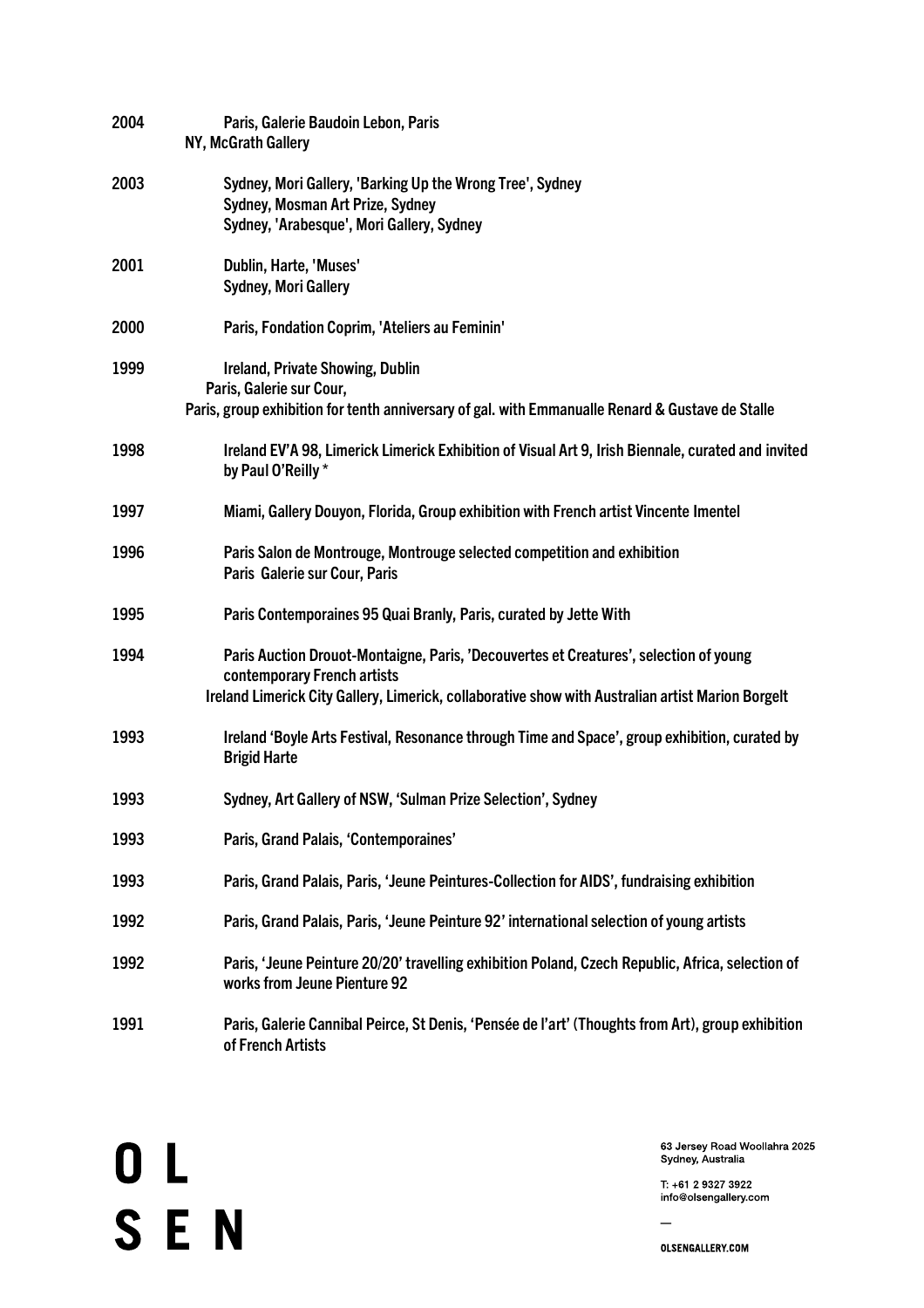2004 Paris, Galerie Baudoin Lebon, Paris
NY, McGrath Gallery

2003 Sydney, Mori Gallery, 'Barking Up the Wrong Tree', Sydney
Sydney, Mosman Art Prize, Sydney
Sydney, 'Arabesque', Mori Gallery, Sydney

2001 Dublin, Harte, 'Muses'
Sydney, Mori Gallery

2000 Paris, Fondation Coprim, 'Ateliers au Feminin'

1999 Ireland, Private Showing, Dublin
Paris, Galerie sur Cour,
Paris, group exhibition for tenth anniversary of gal. with Emmanualle Renard & Gustave de Stalle

1998 Ireland EV'A 98, Limerick Limerick Exhibition of Visual Art 9, Irish Biennale, curated and invited by Paul O'Reilly *

1997 Miami, Gallery Douyon, Florida, Group exhibition with French artist Vincente Imentel

1996 Paris Salon de Montrouge, Montrouge selected competition and exhibition
Paris Galerie sur Cour, Paris

1995 Paris Contemporaines 95 Quai Branly, Paris, curated by Jette With

1994 Paris Auction Drouot-Montaigne, Paris, 'Decouvertes et Creatures', selection of young contemporary French artists
Ireland Limerick City Gallery, Limerick, collaborative show with Australian artist Marion Borgelt

1993 Ireland 'Boyle Arts Festival, Resonance through Time and Space', group exhibition, curated by Brigid Harte

1993 Sydney, Art Gallery of NSW, 'Sulman Prize Selection', Sydney

1993 Paris, Grand Palais, 'Contemporaines'

1993 Paris, Grand Palais, Paris, 'Jeune Peintures-Collection for AIDS', fundraising exhibition

1992 Paris, Grand Palais, Paris, 'Jeune Peinture 92' international selection of young artists

1992 Paris, 'Jeune Peinture 20/20' travelling exhibition Poland, Czech Republic, Africa, selection of works from Jeune Pienture 92

1991 Paris, Galerie Cannibal Peirce, St Denis, 'Pensée de l'art' (Thoughts from Art), group exhibition of French Artists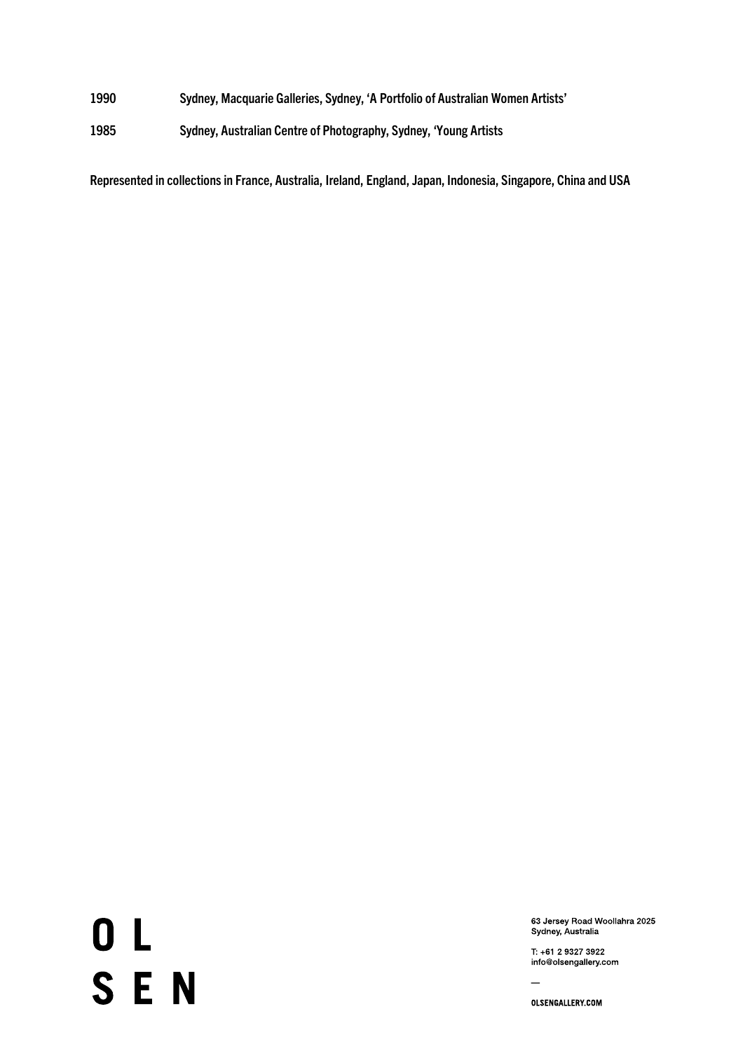1990 Sydney, Macquarie Galleries, Sydney, 'A Portfolio of Australian Women Artists'

1985 Sydney, Australian Centre of Photography, Sydney, 'Young Artists

Represented in collections in France, Australia, Ireland, England, Japan, Indonesia, Singapore, China and USA